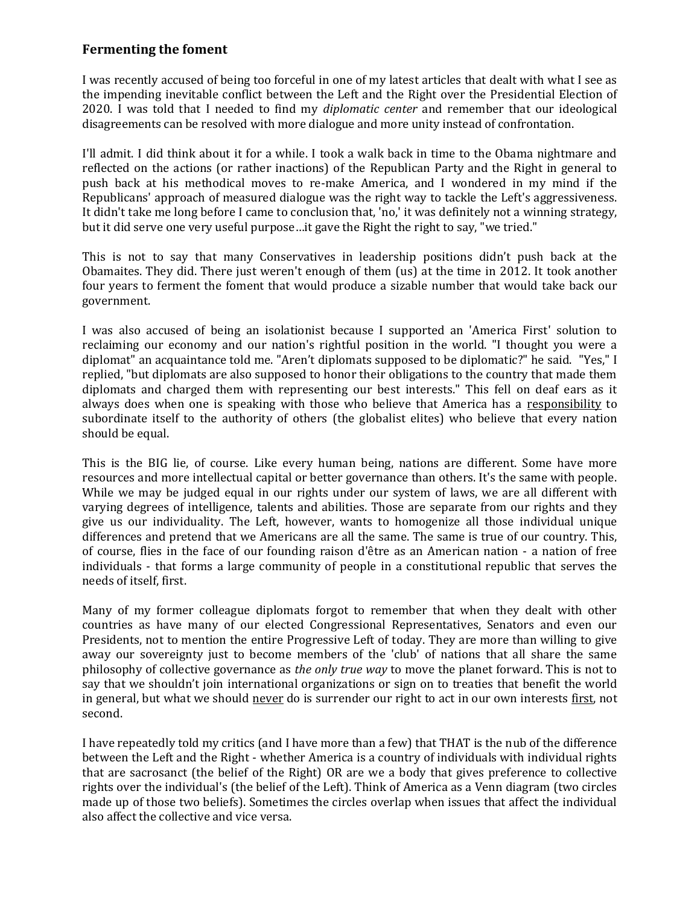## Fermenting the foment

I was recently accused of being too forceful in one of my latest articles that dealt with what I see as the impending inevitable conflict between the Left and the Right over the Presidential Election of 2020. I was told that I needed to find my *diplomatic center* and remember that our ideological disagreements can be resolved with more dialogue and more unity instead of confrontation.

I'll admit. I did think about it for a while. I took a walk back in time to the Obama nightmare and reflected on the actions (or rather inactions) of the Republican Party and the Right in general to push back at his methodical moves to re-make America, and I wondered in my mind if the Republicans' approach of measured dialogue was the right way to tackle the Left's aggressiveness. It didn't take me long before I came to conclusion that, 'no,' it was definitely not a winning strategy, but it did serve one very useful purpose…it gave the Right the right to say, "we tried."

This is not to say that many Conservatives in leadership positions didn't push back at the Obamaites. They did. There just weren't enough of them (us) at the time in 2012. It took another four years to ferment the foment that would produce a sizable number that would take back our government.

I was also accused of being an isolationist because I supported an 'America First' solution to reclaiming our economy and our nation's rightful position in the world. "I thought you were a diplomat" an acquaintance told me. "Aren't diplomats supposed to be diplomatic?" he said. "Yes," I replied, "but diplomats are also supposed to honor their obligations to the country that made them diplomats and charged them with representing our best interests." This fell on deaf ears as it always does when one is speaking with those who believe that America has a <u>responsibility</u> to subordinate itself to the authority of others (the globalist elites) who believe that every nation should be equal.

This is the BIG lie, of course. Like every human being, nations are different. Some have more resources and more intellectual capital or better governance than others. It's the same with people. While we may be judged equal in our rights under our system of laws, we are all different with varying degrees of intelligence, talents and abilities. Those are separate from our rights and they give us our individuality. The Left, however, wants to homogenize all those individual unique differences and pretend that we Americans are all the same. The same is true of our country. This, of course, flies in the face of our founding raison d'être as an American nation - a nation of free individuals - that forms a large community of people in a constitutional republic that serves the needs of itself, first.

Many of my former colleague diplomats forgot to remember that when they dealt with other countries as have many of our elected Congressional Representatives, Senators and even our Presidents, not to mention the entire Progressive Left of today. They are more than willing to give away our sovereignty just to become members of the 'club' of nations that all share the same philosophy of collective governance as *the only true way* to move the planet forward. This is not to say that we shouldn't join international organizations or sign on to treaties that benefit the world in general, but what we should <u>never</u> do is surrender our right to act in our own interests <u>first</u>, not second.

I have repeatedly told my critics (and I have more than a few) that THAT is the nub of the difference between the Left and the Right - whether America is a country of individuals with individual rights that are sacrosanct (the belief of the Right) OR are we a body that gives preference to collective rights over the individual's (the belief of the Left). Think of America as a Venn diagram (two circles made up of those two beliefs). Sometimes the circles overlap when issues that affect the individual also affect the collective and vice versa.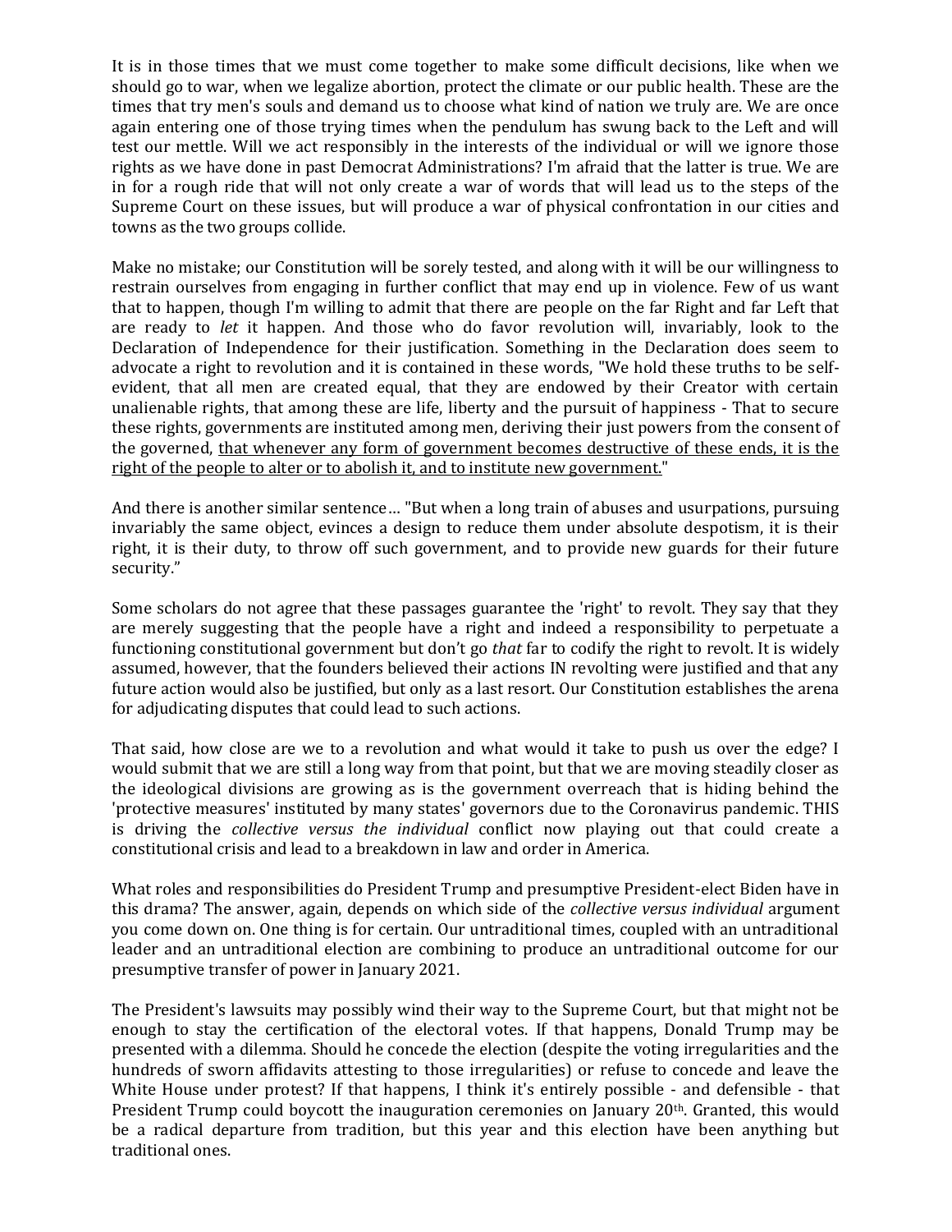It is in those times that we must come together to make some difficult decisions, like when we should go to war, when we legalize abortion, protect the climate or our public health. These are the times that try men's souls and demand us to choose what kind of nation we truly are. We are once again entering one of those trying times when the pendulum has swung back to the Left and will test our mettle. Will we act responsibly in the interests of the individual or will we ignore those rights as we have done in past Democrat Administrations? I'm afraid that the latter is true. We are in for a rough ride that will not only create a war of words that will lead us to the steps of the Supreme Court on these issues, but will produce a war of physical confrontation in our cities and towns as the two groups collide.

Make no mistake; our Constitution will be sorely tested, and along with it will be our willingness to restrain ourselves from engaging in further conflict that may end up in violence. Few of us want that to happen, though I'm willing to admit that there are people on the far Right and far Left that are ready to *let* it happen. And those who do favor revolution will, invariably, look to the Declaration of Independence for their justification. Something in the Declaration does seem to advocate a right to revolution and it is contained in these words, "We hold these truths to be self-evident, that all men are created equal, that they are endowed by their Creator with certain unalienable rights, that among these are life, liberty and the pursuit of happiness - That to secure these rights, governments are instituted among men, deriving their just powers from the consent of the governed, <u>that whenever any form of government becomes destructive of these ends, it is the right of the people to alter or to abolish it, and to institute new government.</u>"

And there is another similar sentence… "But when a long train of abuses and usurpations, pursuing invariably the same object, evinces a design to reduce them under absolute despotism, it is their right, it is their duty, to throw off such government, and to provide new guards for their future security."

Some scholars do not agree that these passages guarantee the 'right' to revolt. They say that they are merely suggesting that the people have a right and indeed a responsibility to perpetuate a functioning constitutional government but don't go *that* far to codify the right to revolt. It is widely assumed, however, that the founders believed their actions IN revolting were justified and that any future action would also be justified, but only as a last resort. Our Constitution establishes the arena for adjudicating disputes that could lead to such actions.

That said, how close are we to a revolution and what would it take to push us over the edge? I would submit that we are still a long way from that point, but that we are moving steadily closer as the ideological divisions are growing as is the government overreach that is hiding behind the 'protective measures' instituted by many states' governors due to the Coronavirus pandemic. THIS is driving the *collective versus the individual* conflict now playing out that could create a constitutional crisis and lead to a breakdown in law and order in America.

What roles and responsibilities do President Trump and presumptive President-elect Biden have in this drama? The answer, again, depends on which side of the *collective versus individual* argument you come down on. One thing is for certain. Our untraditional times, coupled with an untraditional leader and an untraditional election are combining to produce an untraditional outcome for our presumptive transfer of power in January 2021.

The President's lawsuits may possibly wind their way to the Supreme Court, but that might not be enough to stay the certification of the electoral votes. If that happens, Donald Trump may be presented with a dilemma. Should he concede the election (despite the voting irregularities and the hundreds of sworn affidavits attesting to those irregularities) or refuse to concede and leave the White House under protest? If that happens, I think it's entirely possible - and defensible - that President Trump could boycott the inauguration ceremonies on January 20th. Granted, this would be a radical departure from tradition, but this year and this election have been anything but traditional ones.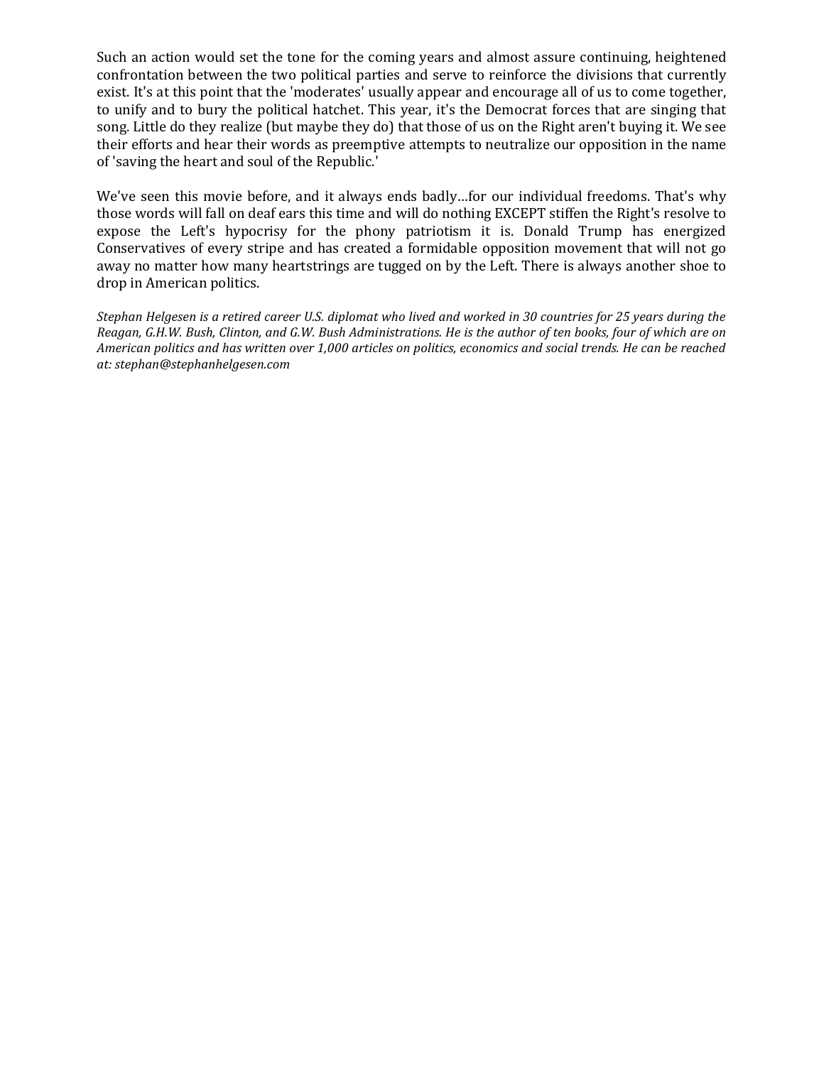Such an action would set the tone for the coming years and almost assure continuing, heightened confrontation between the two political parties and serve to reinforce the divisions that currently exist. It's at this point that the 'moderates' usually appear and encourage all of us to come together, to unify and to bury the political hatchet. This year, it's the Democrat forces that are singing that song. Little do they realize (but maybe they do) that those of us on the Right aren't buying it. We see their efforts and hear their words as preemptive attempts to neutralize our opposition in the name of 'saving the heart and soul of the Republic.'

We've seen this movie before, and it always ends badly…for our individual freedoms. That's why those words will fall on deaf ears this time and will do nothing EXCEPT stiffen the Right's resolve to expose the Left's hypocrisy for the phony patriotism it is. Donald Trump has energized Conservatives of every stripe and has created a formidable opposition movement that will not go away no matter how many heartstrings are tugged on by the Left. There is always another shoe to drop in American politics.

*Stephan Helgesen is a retired career U.S. diplomat who lived and worked in 30 countries for 25 years during the Reagan, G.H.W. Bush, Clinton, and G.W. Bush Administrations. He is the author of ten books, four of which are on American politics and has written over 1,000 articles on politics, economics and social trends. He can be reached at: stephan@stephanhelgesen.com*